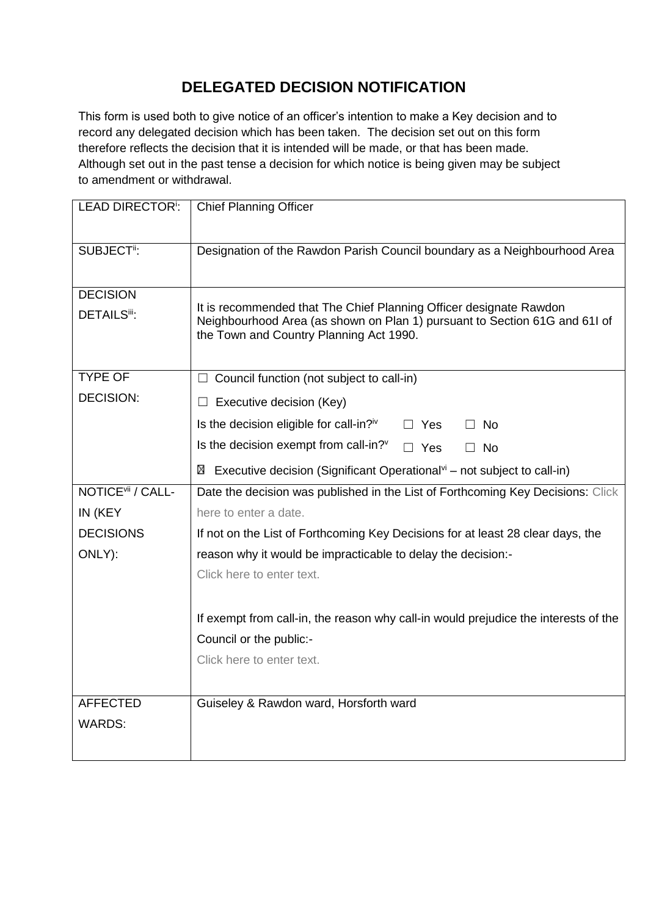# DELEGATED DECISION NOTIFICATION

This form is used both to give notice of an officer's intention to make a Key decision and to record any delegated decision which has been taken. The decision set out on this form therefore reflects the decision that it is intended will be made, or that has been made. Although set out in the past tense a decision for which notice is being given may be subject to amendment or withdrawal.

| | |
|---|---|
| LEAD DIRECTOR[i]: | Chief Planning Officer |
| SUBJECT[ii]: | Designation of the Rawdon Parish Council boundary as a Neighbourhood Area |
| DECISION DETAILS[iii]: | It is recommended that The Chief Planning Officer designate Rawdon Neighbourhood Area (as shown on Plan 1) pursuant to Section 61G and 61I of the Town and Country Planning Act 1990. |
| TYPE OF DECISION: | ☐ Council function (not subject to call-in)<br>☐ Executive decision (Key)<br>Is the decision eligible for call-in?[iv] ☐ Yes ☐ No<br>Is the decision exempt from call-in?[v] ☐ Yes ☐ No<br>☒ Executive decision (Significant Operational[vi] – not subject to call-in) |
| NOTICE[vii] / CALL-IN (KEY DECISIONS ONLY): | Date the decision was published in the List of Forthcoming Key Decisions: Click here to enter a date.<br>If not on the List of Forthcoming Key Decisions for at least 28 clear days, the reason why it would be impracticable to delay the decision:-<br>Click here to enter text.<br><br>If exempt from call-in, the reason why call-in would prejudice the interests of the Council or the public:-<br>Click here to enter text. |
| AFFECTED WARDS: | Guiseley & Rawdon ward, Horsforth ward |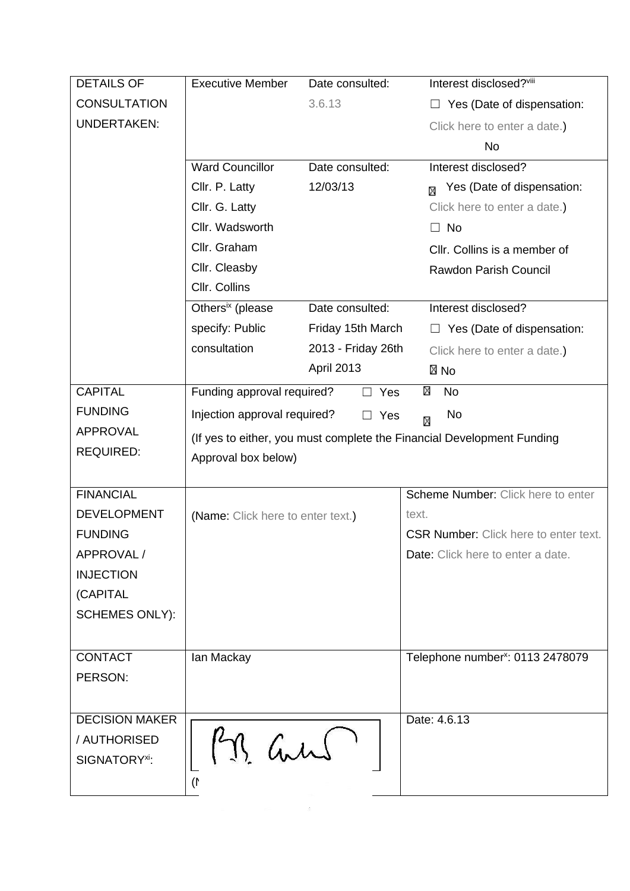| DETAILS OF CONSULTATION UNDERTAKEN: | Executive Member | Date consulted: 3.6.13 | Interest disclosed?[viii] ☐ Yes (Date of dispensation: Click here to enter a date.) No |
|---|---|---|---|
| | Ward Councillor Cllr. P. Latty Cllr. G. Latty Cllr. Wadsworth Cllr. Graham Cllr. Cleasby Cllr. Collins | Date consulted: 12/03/13 | Interest disclosed? ☒ Yes (Date of dispensation: Click here to enter a date.) ☐ No Cllr. Collins is a member of Rawdon Parish Council |
| | Others[ix] (please specify: Public consultation | Date consulted: Friday 15th March 2013 - Friday 26th April 2013 | Interest disclosed? ☐ Yes (Date of dispensation: Click here to enter a date.) ☒ No |
| CAPITAL FUNDING APPROVAL REQUIRED: | Funding approval required? ☐ Yes ☒ No Injection approval required? ☐ Yes ☒ No (If yes to either, you must complete the Financial Development Funding Approval box below) | | |
| FINANCIAL DEVELOPMENT FUNDING APPROVAL / INJECTION (CAPITAL SCHEMES ONLY): | (Name: Click here to enter text.) | | Scheme Number: Click here to enter text. CSR Number: Click here to enter text. Date: Click here to enter a date. |
| CONTACT PERSON: | Ian Mackay | | Telephone number[x]: 0113 2478079 |
| DECISION MAKER / AUTHORISED SIGNATORY[xi]: | (N | | Date: 4.6.13 |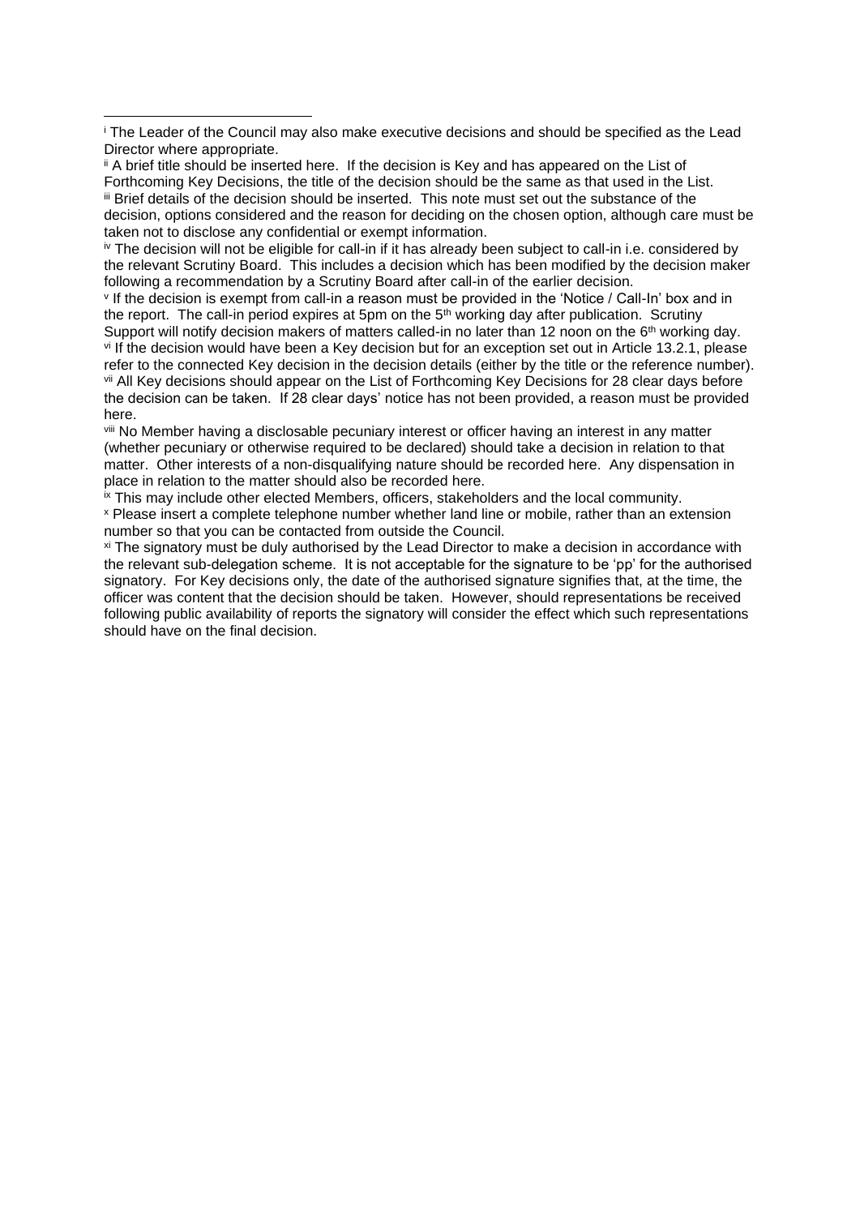[i] The Leader of the Council may also make executive decisions and should be specified as the Lead Director where appropriate.

[ii] A brief title should be inserted here. If the decision is Key and has appeared on the List of Forthcoming Key Decisions, the title of the decision should be the same as that used in the List.

[iii] Brief details of the decision should be inserted. This note must set out the substance of the decision, options considered and the reason for deciding on the chosen option, although care must be taken not to disclose any confidential or exempt information.

[iv] The decision will not be eligible for call-in if it has already been subject to call-in i.e. considered by the relevant Scrutiny Board. This includes a decision which has been modified by the decision maker following a recommendation by a Scrutiny Board after call-in of the earlier decision.

[v] If the decision is exempt from call-in a reason must be provided in the 'Notice / Call-In' box and in the report. The call-in period expires at 5pm on the 5th working day after publication. Scrutiny Support will notify decision makers of matters called-in no later than 12 noon on the 6th working day.

[vi] If the decision would have been a Key decision but for an exception set out in Article 13.2.1, please refer to the connected Key decision in the decision details (either by the title or the reference number).

[vii] All Key decisions should appear on the List of Forthcoming Key Decisions for 28 clear days before the decision can be taken. If 28 clear days' notice has not been provided, a reason must be provided here.

[viii] No Member having a disclosable pecuniary interest or officer having an interest in any matter (whether pecuniary or otherwise required to be declared) should take a decision in relation to that matter. Other interests of a non-disqualifying nature should be recorded here. Any dispensation in place in relation to the matter should also be recorded here.

[ix] This may include other elected Members, officers, stakeholders and the local community.

[x] Please insert a complete telephone number whether land line or mobile, rather than an extension number so that you can be contacted from outside the Council.

[xi] The signatory must be duly authorised by the Lead Director to make a decision in accordance with the relevant sub-delegation scheme. It is not acceptable for the signature to be 'pp' for the authorised signatory. For Key decisions only, the date of the authorised signature signifies that, at the time, the officer was content that the decision should be taken. However, should representations be received following public availability of reports the signatory will consider the effect which such representations should have on the final decision.